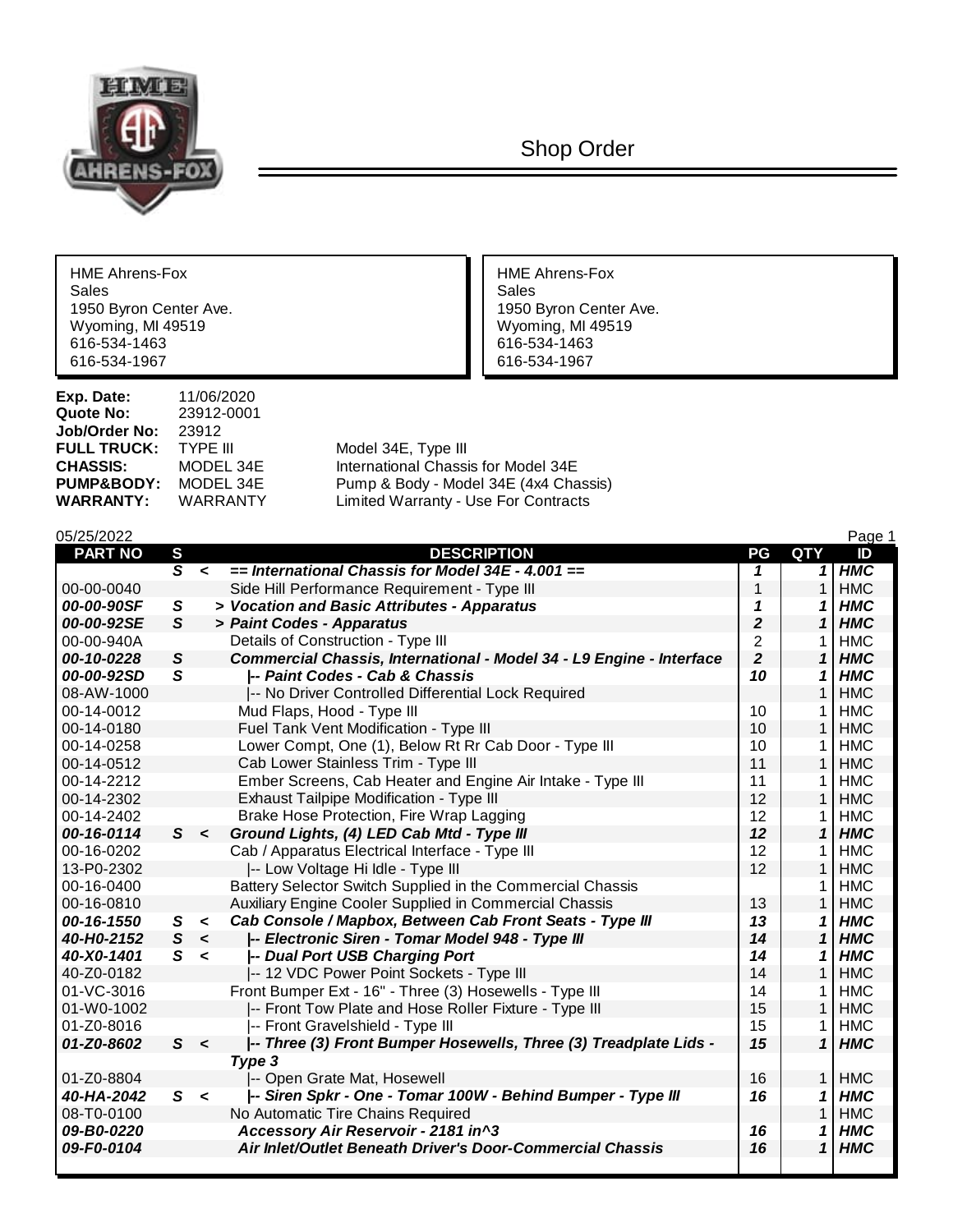# Shop Order

| HME Ahrens-Fox | HME Ahrens-Fox |
|---|---|
| Sales | Sales |
| 1950 Byron Center Ave. | 1950 Byron Center Ave. |
| Wyoming, MI 49519 | Wyoming, MI 49519 |
| 616-534-1463 | 616-534-1463 |
| 616-534-1967 | 616-534-1967 |

**Exp. Date:** 11/06/2020
**Quote No:** 23912-0001
**Job/Order No:** 23912
**FULL TRUCK:** TYPE III — Model 34E, Type III
**CHASSIS:** MODEL 34E — International Chassis for Model 34E
**PUMP&BODY:** MODEL 34E — Pump & Body - Model 34E (4x4 Chassis)
**WARRANTY:** WARRANTY — Limited Warranty - Use For Contracts

05/25/2022

| PART NO | S | | DESCRIPTION | PG | QTY | ID |
|---|---|---|---|---|---|---|
| | ***S*** | **<** | ***== International Chassis for Model 34E - 4.001 ==*** | ***1*** | ***1*** | ***HMC*** |
| 00-00-0040 | | | Side Hill Performance Requirement - Type III | 1 | 1 | HMC |
| ***00-00-90SF*** | ***S*** | | ***> Vocation and Basic Attributes - Apparatus*** | ***1*** | ***1*** | ***HMC*** |
| ***00-00-92SE*** | ***S*** | | ***> Paint Codes - Apparatus*** | ***2*** | ***1*** | ***HMC*** |
| 00-00-940A | | | Details of Construction - Type III | 2 | 1 | HMC |
| ***00-10-0228*** | ***S*** | | ***Commercial Chassis, International - Model 34 - L9 Engine - Interface*** | ***2*** | ***1*** | ***HMC*** |
| ***00-00-92SD*** | ***S*** | | ***\|-- Paint Codes - Cab & Chassis*** | ***10*** | ***1*** | ***HMC*** |
| 08-AW-1000 | | | \|-- No Driver Controlled Differential Lock Required | | 1 | HMC |
| 00-14-0012 | | | Mud Flaps, Hood - Type III | 10 | 1 | HMC |
| 00-14-0180 | | | Fuel Tank Vent Modification - Type III | 10 | 1 | HMC |
| 00-14-0258 | | | Lower Compt, One (1), Below Rt Rr Cab Door - Type III | 10 | 1 | HMC |
| 00-14-0512 | | | Cab Lower Stainless Trim - Type III | 11 | 1 | HMC |
| 00-14-2212 | | | Ember Screens, Cab Heater and Engine Air Intake - Type III | 11 | 1 | HMC |
| 00-14-2302 | | | Exhaust Tailpipe Modification - Type III | 12 | 1 | HMC |
| 00-14-2402 | | | Brake Hose Protection, Fire Wrap Lagging | 12 | 1 | HMC |
| ***00-16-0114*** | ***S*** | **<** | ***Ground Lights, (4) LED Cab Mtd - Type III*** | ***12*** | ***1*** | ***HMC*** |
| 00-16-0202 | | | Cab / Apparatus Electrical Interface - Type III | 12 | 1 | HMC |
| 13-P0-2302 | | | \|-- Low Voltage Hi Idle - Type III | 12 | 1 | HMC |
| 00-16-0400 | | | Battery Selector Switch Supplied in the Commercial Chassis | | 1 | HMC |
| 00-16-0810 | | | Auxiliary Engine Cooler Supplied in Commercial Chassis | 13 | 1 | HMC |
| ***00-16-1550*** | ***S*** | **<** | ***Cab Console / Mapbox, Between Cab Front Seats - Type III*** | ***13*** | ***1*** | ***HMC*** |
| ***40-H0-2152*** | ***S*** | **<** | ***\|-- Electronic Siren - Tomar Model 948 - Type III*** | ***14*** | ***1*** | ***HMC*** |
| ***40-X0-1401*** | ***S*** | **<** | ***\|-- Dual Port USB Charging Port*** | ***14*** | ***1*** | ***HMC*** |
| 40-Z0-0182 | | | \|-- 12 VDC Power Point Sockets - Type III | 14 | 1 | HMC |
| 01-VC-3016 | | | Front Bumper Ext - 16" - Three (3) Hosewells - Type III | 14 | 1 | HMC |
| 01-W0-1002 | | | \|-- Front Tow Plate and Hose Roller Fixture - Type III | 15 | 1 | HMC |
| 01-Z0-8016 | | | \|-- Front Gravelshield - Type III | 15 | 1 | HMC |
| ***01-Z0-8602*** | ***S*** | **<** | ***\|-- Three (3) Front Bumper Hosewells, Three (3) Treadplate Lids - Type 3*** | ***15*** | ***1*** | ***HMC*** |
| 01-Z0-8804 | | | \|-- Open Grate Mat, Hosewell | 16 | 1 | HMC |
| ***40-HA-2042*** | ***S*** | **<** | ***\|-- Siren Spkr - One - Tomar 100W - Behind Bumper - Type III*** | ***16*** | ***1*** | ***HMC*** |
| 08-T0-0100 | | | No Automatic Tire Chains Required | | 1 | HMC |
| ***09-B0-0220*** | | | ***Accessory Air Reservoir - 2181 in^3*** | ***16*** | ***1*** | ***HMC*** |
| ***09-F0-0104*** | | | ***Air Inlet/Outlet Beneath Driver's Door-Commercial Chassis*** | ***16*** | ***1*** | ***HMC*** |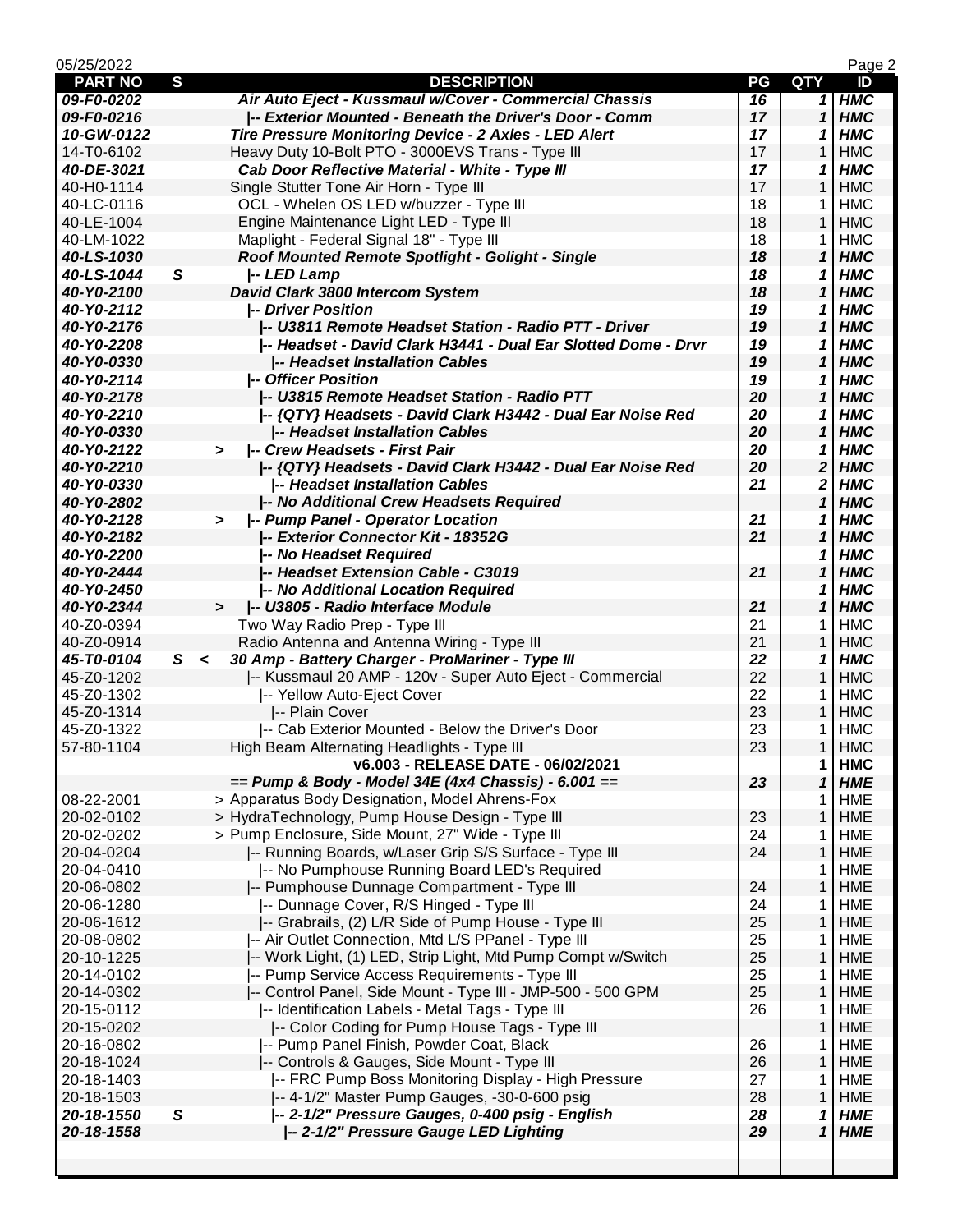| PART NO | S | DESCRIPTION | PG | QTY | ID |
|---|---|---|---|---|---|
| ***09-F0-0202*** | | ***Air Auto Eject - Kussmaul w/Cover - Commercial Chassis*** | ***16*** | ***1*** | ***HMC*** |
| ***09-F0-0216*** | | ***\|-- Exterior Mounted - Beneath the Driver's Door - Comm*** | ***17*** | ***1*** | ***HMC*** |
| ***10-GW-0122*** | | ***Tire Pressure Monitoring Device - 2 Axles - LED Alert*** | ***17*** | ***1*** | ***HMC*** |
| 14-T0-6102 | | Heavy Duty 10-Bolt PTO - 3000EVS Trans - Type III | 17 | 1 | HMC |
| ***40-DE-3021*** | | ***Cab Door Reflective Material - White - Type III*** | ***17*** | ***1*** | ***HMC*** |
| 40-H0-1114 | | Single Stutter Tone Air Horn - Type III | 17 | 1 | HMC |
| 40-LC-0116 | | OCL - Whelen OS LED w/buzzer - Type III | 18 | 1 | HMC |
| 40-LE-1004 | | Engine Maintenance Light LED - Type III | 18 | 1 | HMC |
| 40-LM-1022 | | Maplight - Federal Signal 18" - Type III | 18 | 1 | HMC |
| ***40-LS-1030*** | | ***Roof Mounted Remote Spotlight - Golight - Single*** | ***18*** | ***1*** | ***HMC*** |
| ***40-LS-1044*** | ***S*** | ***\|-- LED Lamp*** | ***18*** | ***1*** | ***HMC*** |
| ***40-Y0-2100*** | | ***David Clark 3800 Intercom System*** | ***18*** | ***1*** | ***HMC*** |
| ***40-Y0-2112*** | | ***\|-- Driver Position*** | ***19*** | ***1*** | ***HMC*** |
| ***40-Y0-2176*** | | ***\|-- U3811 Remote Headset Station - Radio PTT - Driver*** | ***19*** | ***1*** | ***HMC*** |
| ***40-Y0-2208*** | | ***\|-- Headset - David Clark H3441 - Dual Ear Slotted Dome - Drvr*** | ***19*** | ***1*** | ***HMC*** |
| ***40-Y0-0330*** | | ***\|-- Headset Installation Cables*** | ***19*** | ***1*** | ***HMC*** |
| ***40-Y0-2114*** | | ***\|-- Officer Position*** | ***19*** | ***1*** | ***HMC*** |
| ***40-Y0-2178*** | | ***\|-- U3815 Remote Headset Station - Radio PTT*** | ***20*** | ***1*** | ***HMC*** |
| ***40-Y0-2210*** | | ***\|-- {QTY} Headsets - David Clark H3442 - Dual Ear Noise Red*** | ***20*** | ***1*** | ***HMC*** |
| ***40-Y0-0330*** | | ***\|-- Headset Installation Cables*** | ***20*** | ***1*** | ***HMC*** |
| ***40-Y0-2122*** | ***>*** | ***\|-- Crew Headsets - First Pair*** | ***20*** | ***1*** | ***HMC*** |
| ***40-Y0-2210*** | | ***\|-- {QTY} Headsets - David Clark H3442 - Dual Ear Noise Red*** | ***20*** | ***2*** | ***HMC*** |
| ***40-Y0-0330*** | | ***\|-- Headset Installation Cables*** | ***21*** | ***2*** | ***HMC*** |
| ***40-Y0-2802*** | | ***\|-- No Additional Crew Headsets Required*** | | ***1*** | ***HMC*** |
| ***40-Y0-2128*** | ***>*** | ***\|-- Pump Panel - Operator Location*** | ***21*** | ***1*** | ***HMC*** |
| ***40-Y0-2182*** | | ***\|-- Exterior Connector Kit - 18352G*** | ***21*** | ***1*** | ***HMC*** |
| ***40-Y0-2200*** | | ***\|-- No Headset Required*** | | ***1*** | ***HMC*** |
| ***40-Y0-2444*** | | ***\|-- Headset Extension Cable - C3019*** | ***21*** | ***1*** | ***HMC*** |
| ***40-Y0-2450*** | | ***\|-- No Additional Location Required*** | | ***1*** | ***HMC*** |
| ***40-Y0-2344*** | ***>*** | ***\|-- U3805 - Radio Interface Module*** | ***21*** | ***1*** | ***HMC*** |
| 40-Z0-0394 | | Two Way Radio Prep - Type III | 21 | 1 | HMC |
| 40-Z0-0914 | | Radio Antenna and Antenna Wiring - Type III | 21 | 1 | HMC |
| ***45-T0-0104*** | ***S <*** | ***30 Amp - Battery Charger - ProMariner - Type III*** | ***22*** | ***1*** | ***HMC*** |
| 45-Z0-1202 | | \|-- Kussmaul 20 AMP - 120v - Super Auto Eject - Commercial | 22 | 1 | HMC |
| 45-Z0-1302 | | \|-- Yellow Auto-Eject Cover | 22 | 1 | HMC |
| 45-Z0-1314 | | \|-- Plain Cover | 23 | 1 | HMC |
| 45-Z0-1322 | | \|-- Cab Exterior Mounted - Below the Driver's Door | 23 | 1 | HMC |
| 57-80-1104 | | High Beam Alternating Headlights - Type III | 23 | 1 | HMC |
| | | **v6.003 - RELEASE DATE - 06/02/2021** | | **1** | **HMC** |
| | | ***== Pump & Body - Model 34E (4x4 Chassis) - 6.001 ==*** | ***23*** | ***1*** | ***HME*** |
| 08-22-2001 | | > Apparatus Body Designation, Model Ahrens-Fox | | 1 | HME |
| 20-02-0102 | | > HydraTechnology, Pump House Design - Type III | 23 | 1 | HME |
| 20-02-0202 | | > Pump Enclosure, Side Mount, 27" Wide - Type III | 24 | 1 | HME |
| 20-04-0204 | | \|-- Running Boards, w/Laser Grip S/S Surface - Type III | 24 | 1 | HME |
| 20-04-0410 | | \|-- No Pumphouse Running Board LED's Required | | 1 | HME |
| 20-06-0802 | | \|-- Pumphouse Dunnage Compartment - Type III | 24 | 1 | HME |
| 20-06-1280 | | \|-- Dunnage Cover, R/S Hinged - Type III | 24 | 1 | HME |
| 20-06-1612 | | \|-- Grabrails, (2) L/R Side of Pump House - Type III | 25 | 1 | HME |
| 20-08-0802 | | \|-- Air Outlet Connection, Mtd L/S PPanel - Type III | 25 | 1 | HME |
| 20-10-1225 | | \|-- Work Light, (1) LED, Strip Light, Mtd Pump Compt w/Switch | 25 | 1 | HME |
| 20-14-0102 | | \|-- Pump Service Access Requirements - Type III | 25 | 1 | HME |
| 20-14-0302 | | \|-- Control Panel, Side Mount - Type III - JMP-500 - 500 GPM | 25 | 1 | HME |
| 20-15-0112 | | \|-- Identification Labels - Metal Tags - Type III | 26 | 1 | HME |
| 20-15-0202 | | \|-- Color Coding for Pump House Tags - Type III | | 1 | HME |
| 20-16-0802 | | \|-- Pump Panel Finish, Powder Coat, Black | 26 | 1 | HME |
| 20-18-1024 | | \|-- Controls & Gauges, Side Mount - Type III | 26 | 1 | HME |
| 20-18-1403 | | \|-- FRC Pump Boss Monitoring Display - High Pressure | 27 | 1 | HME |
| 20-18-1503 | | \|-- 4-1/2" Master Pump Gauges, -30-0-600 psig | 28 | 1 | HME |
| ***20-18-1550*** | ***S*** | ***\|-- 2-1/2" Pressure Gauges, 0-400 psig - English*** | ***28*** | ***1*** | ***HME*** |
| ***20-18-1558*** | | ***\|-- 2-1/2" Pressure Gauge LED Lighting*** | ***29*** | ***1*** | ***HME*** |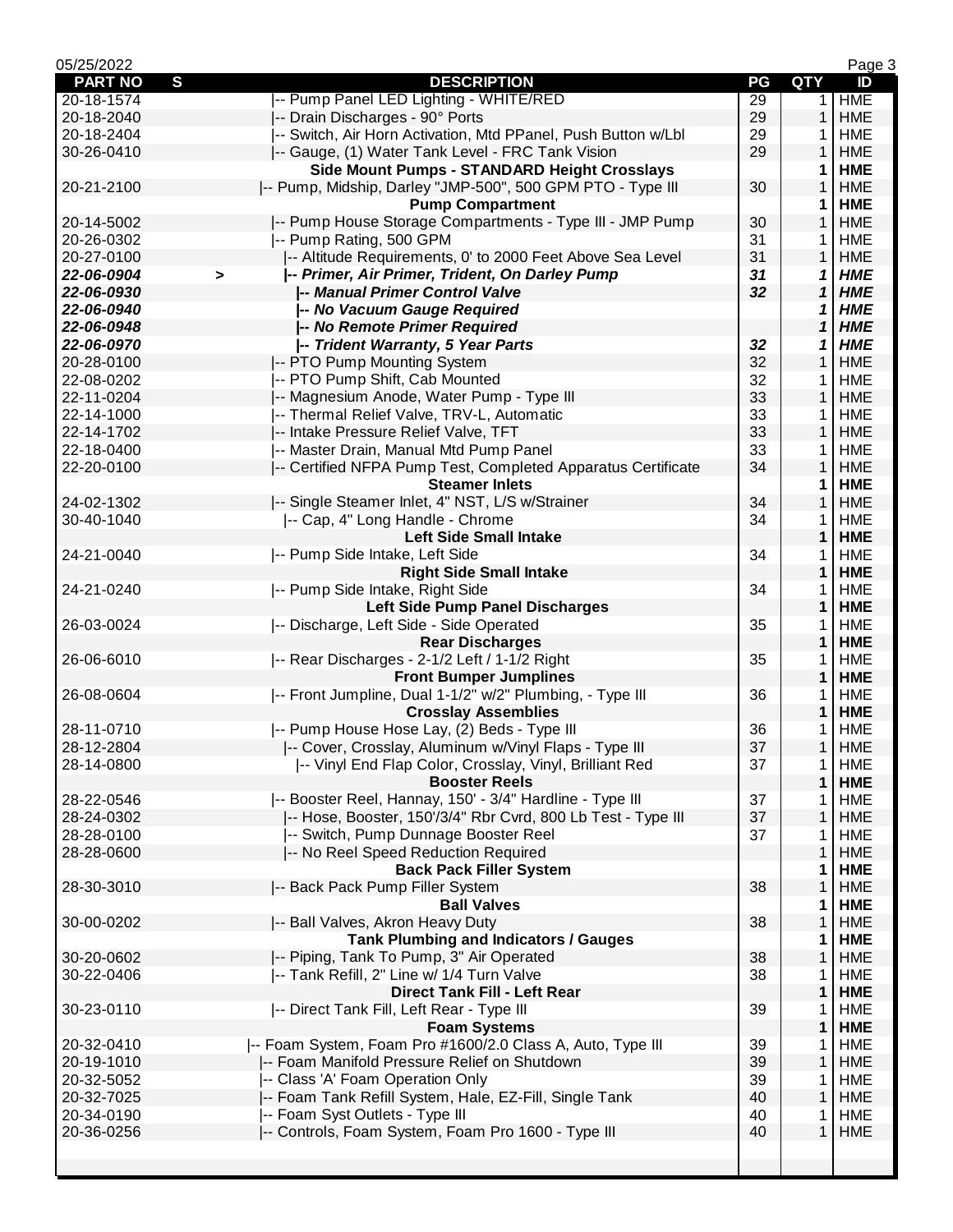| PART NO | S | DESCRIPTION | PG | QTY | ID |
|---|---|---|---|---|---|
| 20-18-1574 | | \|-- Pump Panel LED Lighting - WHITE/RED | 29 | 1 | HME |
| 20-18-2040 | | \|-- Drain Discharges - 90° Ports | 29 | 1 | HME |
| 20-18-2404 | | \|-- Switch, Air Horn Activation, Mtd PPanel, Push Button w/Lbl | 29 | 1 | HME |
| 30-26-0410 | | \|-- Gauge, (1) Water Tank Level - FRC Tank Vision | 29 | 1 | HME |
| | | **Side Mount Pumps - STANDARD Height Crosslays** | | **1** | **HME** |
| 20-21-2100 | | \|-- Pump, Midship, Darley "JMP-500", 500 GPM PTO - Type III | 30 | 1 | HME |
| | | **Pump Compartment** | | **1** | **HME** |
| 20-14-5002 | | \|-- Pump House Storage Compartments - Type III - JMP Pump | 30 | 1 | HME |
| 20-26-0302 | | \|-- Pump Rating, 500 GPM | 31 | 1 | HME |
| 20-27-0100 | | \|-- Altitude Requirements, 0' to 2000 Feet Above Sea Level | 31 | 1 | HME |
| ***22-06-0904*** | **>** | ***\|-- Primer, Air Primer, Trident, On Darley Pump*** | ***31*** | ***1*** | ***HME*** |
| ***22-06-0930*** | | ***\|-- Manual Primer Control Valve*** | ***32*** | ***1*** | ***HME*** |
| ***22-06-0940*** | | ***\|-- No Vacuum Gauge Required*** | | ***1*** | ***HME*** |
| ***22-06-0948*** | | ***\|-- No Remote Primer Required*** | | ***1*** | ***HME*** |
| ***22-06-0970*** | | ***\|-- Trident Warranty, 5 Year Parts*** | ***32*** | ***1*** | ***HME*** |
| 20-28-0100 | | \|-- PTO Pump Mounting System | 32 | 1 | HME |
| 22-08-0202 | | \|-- PTO Pump Shift, Cab Mounted | 32 | 1 | HME |
| 22-11-0204 | | \|-- Magnesium Anode, Water Pump - Type III | 33 | 1 | HME |
| 22-14-1000 | | \|-- Thermal Relief Valve, TRV-L, Automatic | 33 | 1 | HME |
| 22-14-1702 | | \|-- Intake Pressure Relief Valve, TFT | 33 | 1 | HME |
| 22-18-0400 | | \|-- Master Drain, Manual Mtd Pump Panel | 33 | 1 | HME |
| 22-20-0100 | | \|-- Certified NFPA Pump Test, Completed Apparatus Certificate | 34 | 1 | HME |
| | | **Steamer Inlets** | | **1** | **HME** |
| 24-02-1302 | | \|-- Single Steamer Inlet, 4" NST, L/S w/Strainer | 34 | 1 | HME |
| 30-40-1040 | | \|-- Cap, 4" Long Handle - Chrome | 34 | 1 | HME |
| | | **Left Side Small Intake** | | **1** | **HME** |
| 24-21-0040 | | \|-- Pump Side Intake, Left Side | 34 | 1 | HME |
| | | **Right Side Small Intake** | | **1** | **HME** |
| 24-21-0240 | | \|-- Pump Side Intake, Right Side | 34 | 1 | HME |
| | | **Left Side Pump Panel Discharges** | | **1** | **HME** |
| 26-03-0024 | | \|-- Discharge, Left Side - Side Operated | 35 | 1 | HME |
| | | **Rear Discharges** | | **1** | **HME** |
| 26-06-6010 | | \|-- Rear Discharges - 2-1/2 Left / 1-1/2 Right | 35 | 1 | HME |
| | | **Front Bumper Jumplines** | | **1** | **HME** |
| 26-08-0604 | | \|-- Front Jumpline, Dual 1-1/2" w/2" Plumbing, - Type III | 36 | 1 | HME |
| | | **Crosslay Assemblies** | | **1** | **HME** |
| 28-11-0710 | | \|-- Pump House Hose Lay, (2) Beds - Type III | 36 | 1 | HME |
| 28-12-2804 | | \|-- Cover, Crosslay, Aluminum w/Vinyl Flaps - Type III | 37 | 1 | HME |
| 28-14-0800 | | \|-- Vinyl End Flap Color, Crosslay, Vinyl, Brilliant Red | 37 | 1 | HME |
| | | **Booster Reels** | | **1** | **HME** |
| 28-22-0546 | | \|-- Booster Reel, Hannay, 150' - 3/4" Hardline - Type III | 37 | 1 | HME |
| 28-24-0302 | | \|-- Hose, Booster, 150'/3/4" Rbr Cvrd, 800 Lb Test - Type III | 37 | 1 | HME |
| 28-28-0100 | | \|-- Switch, Pump Dunnage Booster Reel | 37 | 1 | HME |
| 28-28-0600 | | \|-- No Reel Speed Reduction Required | | 1 | HME |
| | | **Back Pack Filler System** | | **1** | **HME** |
| 28-30-3010 | | \|-- Back Pack Pump Filler System | 38 | 1 | HME |
| | | **Ball Valves** | | **1** | **HME** |
| 30-00-0202 | | \|-- Ball Valves, Akron Heavy Duty | 38 | 1 | HME |
| | | **Tank Plumbing and Indicators / Gauges** | | **1** | **HME** |
| 30-20-0602 | | \|-- Piping, Tank To Pump, 3" Air Operated | 38 | 1 | HME |
| 30-22-0406 | | \|-- Tank Refill, 2" Line w/ 1/4 Turn Valve | 38 | 1 | HME |
| | | **Direct Tank Fill - Left Rear** | | **1** | **HME** |
| 30-23-0110 | | \|-- Direct Tank Fill, Left Rear - Type III | 39 | 1 | HME |
| | | **Foam Systems** | | **1** | **HME** |
| 20-32-0410 | | \|-- Foam System, Foam Pro #1600/2.0 Class A, Auto, Type III | 39 | 1 | HME |
| 20-19-1010 | | \|-- Foam Manifold Pressure Relief on Shutdown | 39 | 1 | HME |
| 20-32-5052 | | \|-- Class 'A' Foam Operation Only | 39 | 1 | HME |
| 20-32-7025 | | \|-- Foam Tank Refill System, Hale, EZ-Fill, Single Tank | 40 | 1 | HME |
| 20-34-0190 | | \|-- Foam Syst Outlets - Type III | 40 | 1 | HME |
| 20-36-0256 | | \|-- Controls, Foam System, Foam Pro 1600 - Type III | 40 | 1 | HME |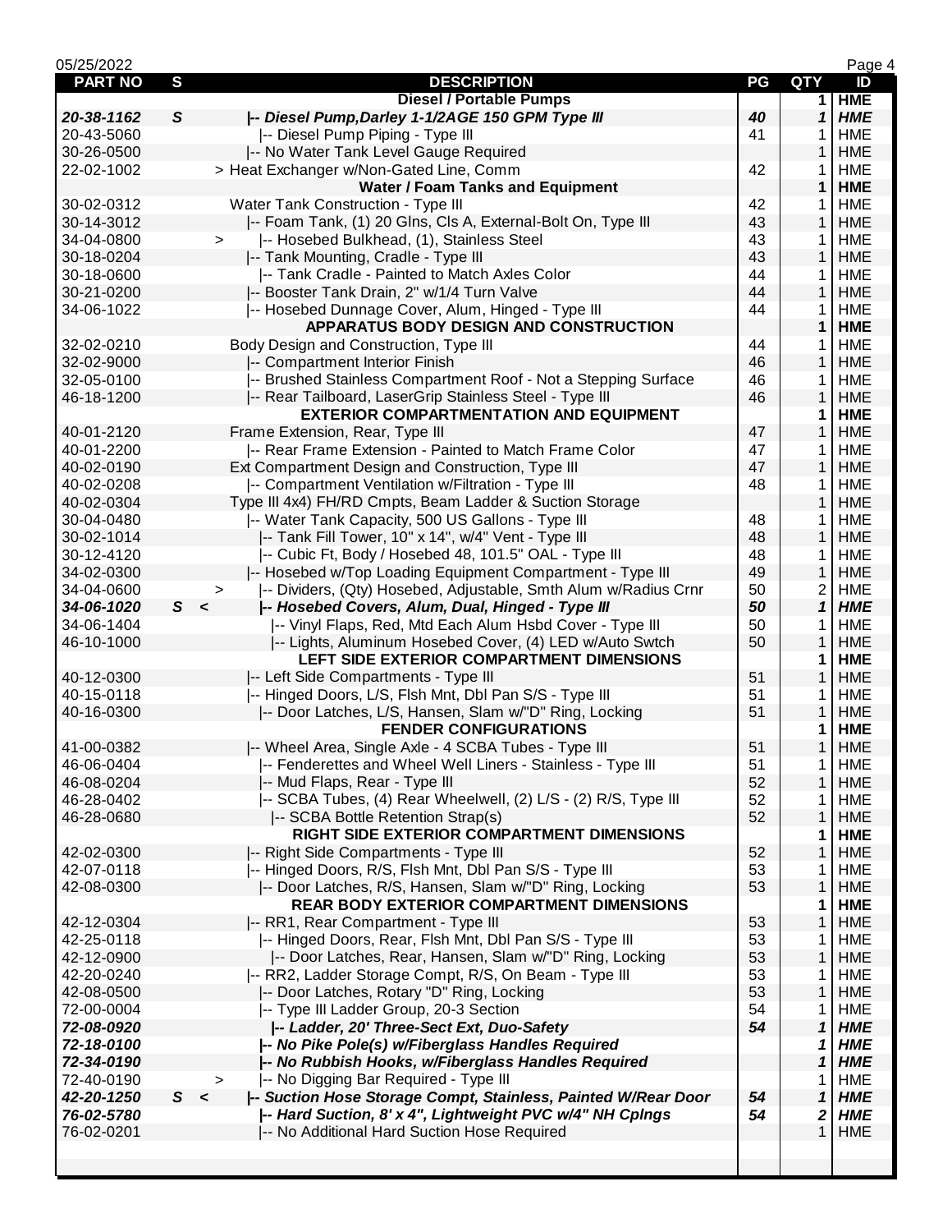| PART NO | S | DESCRIPTION | PG | QTY | ID |
|---|---|---|---|---|---|
| | | **Diesel / Portable Pumps** | | **1** | **HME** |
| ***20-38-1162*** | ***S*** | ***\|-- Diesel Pump,Darley 1-1/2AGE 150 GPM Type III*** | ***40*** | ***1*** | ***HME*** |
| 20-43-5060 | | \|-- Diesel Pump Piping - Type III | 41 | 1 | HME |
| 30-26-0500 | | \|-- No Water Tank Level Gauge Required | | 1 | HME |
| 22-02-1002 | | > Heat Exchanger w/Non-Gated Line, Comm | 42 | 1 | HME |
| | | **Water / Foam Tanks and Equipment** | | **1** | **HME** |
| 30-02-0312 | | Water Tank Construction - Type III | 42 | 1 | HME |
| 30-14-3012 | | \|-- Foam Tank, (1) 20 Glns, Cls A, External-Bolt On, Type III | 43 | 1 | HME |
| 34-04-0800 | > | \|-- Hosebed Bulkhead, (1), Stainless Steel | 43 | 1 | HME |
| 30-18-0204 | | \|-- Tank Mounting, Cradle - Type III | 43 | 1 | HME |
| 30-18-0600 | | \|-- Tank Cradle - Painted to Match Axles Color | 44 | 1 | HME |
| 30-21-0200 | | \|-- Booster Tank Drain, 2" w/1/4 Turn Valve | 44 | 1 | HME |
| 34-06-1022 | | \|-- Hosebed Dunnage Cover, Alum, Hinged - Type III | 44 | 1 | HME |
| | | **APPARATUS BODY DESIGN AND CONSTRUCTION** | | **1** | **HME** |
| 32-02-0210 | | Body Design and Construction, Type III | 44 | 1 | HME |
| 32-02-9000 | | \|-- Compartment Interior Finish | 46 | 1 | HME |
| 32-05-0100 | | \|-- Brushed Stainless Compartment Roof - Not a Stepping Surface | 46 | 1 | HME |
| 46-18-1200 | | \|-- Rear Tailboard, LaserGrip Stainless Steel - Type III | 46 | 1 | HME |
| | | **EXTERIOR COMPARTMENTATION AND EQUIPMENT** | | **1** | **HME** |
| 40-01-2120 | | Frame Extension, Rear, Type III | 47 | 1 | HME |
| 40-01-2200 | | \|-- Rear Frame Extension - Painted to Match Frame Color | 47 | 1 | HME |
| 40-02-0190 | | Ext Compartment Design and Construction, Type III | 47 | 1 | HME |
| 40-02-0208 | | \|-- Compartment Ventilation w/Filtration - Type III | 48 | 1 | HME |
| 40-02-0304 | | Type III 4x4) FH/RD Cmpts, Beam Ladder & Suction Storage | | 1 | HME |
| 30-04-0480 | | \|-- Water Tank Capacity, 500 US Gallons - Type III | 48 | 1 | HME |
| 30-02-1014 | | \|-- Tank Fill Tower, 10" x 14", w/4" Vent - Type III | 48 | 1 | HME |
| 30-12-4120 | | \|-- Cubic Ft, Body / Hosebed 48, 101.5" OAL - Type III | 48 | 1 | HME |
| 34-02-0300 | | \|-- Hosebed w/Top Loading Equipment Compartment - Type III | 49 | 1 | HME |
| 34-04-0600 | > | \|-- Dividers, (Qty) Hosebed, Adjustable, Smth Alum w/Radius Crnr | 50 | 2 | HME |
| ***34-06-1020*** | ***S <*** | ***\|-- Hosebed Covers, Alum, Dual, Hinged - Type III*** | ***50*** | ***1*** | ***HME*** |
| 34-06-1404 | | \|-- Vinyl Flaps, Red, Mtd Each Alum Hsbd Cover - Type III | 50 | 1 | HME |
| 46-10-1000 | | \|-- Lights, Aluminum Hosebed Cover, (4) LED w/Auto Swtch | 50 | 1 | HME |
| | | **LEFT SIDE EXTERIOR COMPARTMENT DIMENSIONS** | | **1** | **HME** |
| 40-12-0300 | | \|-- Left Side Compartments - Type III | 51 | 1 | HME |
| 40-15-0118 | | \|-- Hinged Doors, L/S, Flsh Mnt, Dbl Pan S/S - Type III | 51 | 1 | HME |
| 40-16-0300 | | \|-- Door Latches, L/S, Hansen, Slam w/"D" Ring, Locking | 51 | 1 | HME |
| | | **FENDER CONFIGURATIONS** | | **1** | **HME** |
| 41-00-0382 | | \|-- Wheel Area, Single Axle - 4 SCBA Tubes - Type III | 51 | 1 | HME |
| 46-06-0404 | | \|-- Fenderettes and Wheel Well Liners - Stainless - Type III | 51 | 1 | HME |
| 46-08-0204 | | \|-- Mud Flaps, Rear - Type III | 52 | 1 | HME |
| 46-28-0402 | | \|-- SCBA Tubes, (4) Rear Wheelwell, (2) L/S - (2) R/S, Type III | 52 | 1 | HME |
| 46-28-0680 | | \|-- SCBA Bottle Retention Strap(s) | 52 | 1 | HME |
| | | **RIGHT SIDE EXTERIOR COMPARTMENT DIMENSIONS** | | **1** | **HME** |
| 42-02-0300 | | \|-- Right Side Compartments - Type III | 52 | 1 | HME |
| 42-07-0118 | | \|-- Hinged Doors, R/S, Flsh Mnt, Dbl Pan S/S - Type III | 53 | 1 | HME |
| 42-08-0300 | | \|-- Door Latches, R/S, Hansen, Slam w/"D" Ring, Locking | 53 | 1 | HME |
| | | **REAR BODY EXTERIOR COMPARTMENT DIMENSIONS** | | **1** | **HME** |
| 42-12-0304 | | \|-- RR1, Rear Compartment - Type III | 53 | 1 | HME |
| 42-25-0118 | | \|-- Hinged Doors, Rear, Flsh Mnt, Dbl Pan S/S - Type III | 53 | 1 | HME |
| 42-12-0900 | | \|-- Door Latches, Rear, Hansen, Slam w/"D" Ring, Locking | 53 | 1 | HME |
| 42-20-0240 | | \|-- RR2, Ladder Storage Compt, R/S, On Beam - Type III | 53 | 1 | HME |
| 42-08-0500 | | \|-- Door Latches, Rotary "D" Ring, Locking | 53 | 1 | HME |
| 72-00-0004 | | \|-- Type III Ladder Group, 20-3 Section | 54 | 1 | HME |
| ***72-08-0920*** | | ***\|-- Ladder, 20' Three-Sect Ext, Duo-Safety*** | ***54*** | ***1*** | ***HME*** |
| ***72-18-0100*** | | ***\|-- No Pike Pole(s) w/Fiberglass Handles Required*** | | ***1*** | ***HME*** |
| ***72-34-0190*** | | ***\|-- No Rubbish Hooks, w/Fiberglass Handles Required*** | | ***1*** | ***HME*** |
| 72-40-0190 | > | \|-- No Digging Bar Required - Type III | | 1 | HME |
| ***42-20-1250*** | ***S <*** | ***\|-- Suction Hose Storage Compt, Stainless, Painted W/Rear Door*** | ***54*** | ***1*** | ***HME*** |
| ***76-02-5780*** | | ***\|-- Hard Suction, 8' x 4", Lightweight PVC w/4" NH Cplngs*** | ***54*** | ***2*** | ***HME*** |
| 76-02-0201 | | \|-- No Additional Hard Suction Hose Required | | 1 | HME |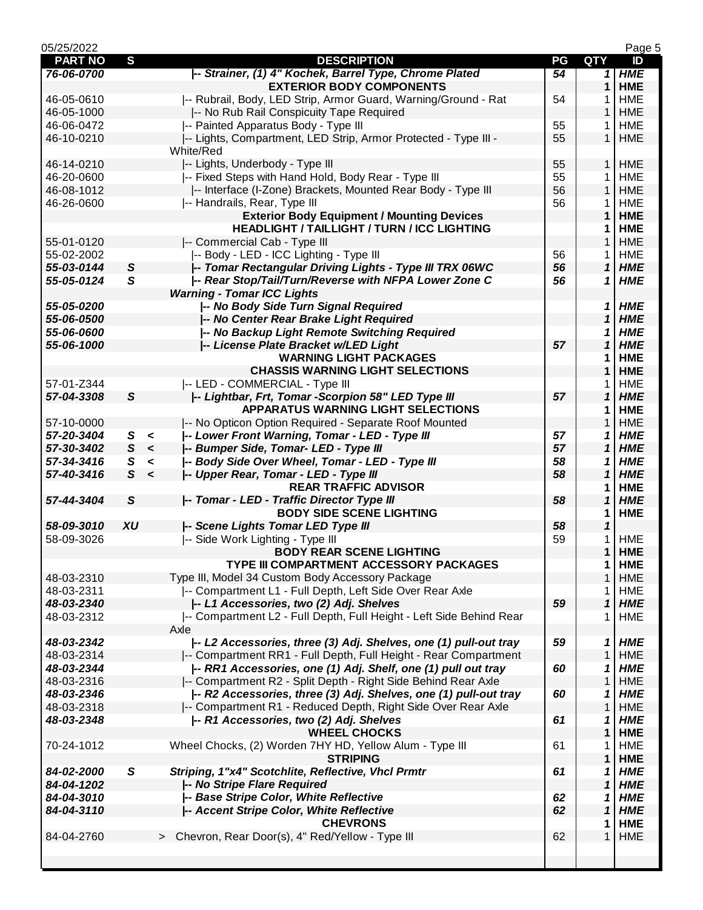| PART NO | S | DESCRIPTION | PG | QTY | ID |
|---|---|---|---|---|---|
| ***76-06-0700*** | | ***\|-- Strainer, (1) 4" Kochek, Barrel Type, Chrome Plated*** | ***54*** | ***1*** | ***HME*** |
| | | **EXTERIOR BODY COMPONENTS** | | **1** | **HME** |
| 46-05-0610 | | \|-- Rubrail, Body, LED Strip, Armor Guard, Warning/Ground - Rat | 54 | 1 | HME |
| 46-05-1000 | | \|-- No Rub Rail Conspicuity Tape Required | | 1 | HME |
| 46-06-0472 | | \|-- Painted Apparatus Body - Type III | 55 | 1 | HME |
| 46-10-0210 | | \|-- Lights, Compartment, LED Strip, Armor Protected - Type III - White/Red | 55 | 1 | HME |
| 46-14-0210 | | \|-- Lights, Underbody - Type III | 55 | 1 | HME |
| 46-20-0600 | | \|-- Fixed Steps with Hand Hold, Body Rear - Type III | 55 | 1 | HME |
| 46-08-1012 | | \|-- Interface (I-Zone) Brackets, Mounted Rear Body - Type III | 56 | 1 | HME |
| 46-26-0600 | | \|-- Handrails, Rear, Type III | 56 | 1 | HME |
| | | **Exterior Body Equipment / Mounting Devices** | | **1** | **HME** |
| | | **HEADLIGHT / TAILLIGHT / TURN / ICC LIGHTING** | | **1** | **HME** |
| 55-01-0120 | | \|-- Commercial Cab - Type III | | 1 | HME |
| 55-02-2002 | | \|-- Body - LED - ICC Lighting - Type III | 56 | 1 | HME |
| ***55-03-0144*** | ***S*** | ***\|-- Tomar Rectangular Driving Lights - Type III TRX 06WC*** | ***56*** | ***1*** | ***HME*** |
| ***55-05-0124*** | ***S*** | ***\|-- Rear Stop/Tail/Turn/Reverse with NFPA Lower Zone C Warning - Tomar ICC Lights*** | ***56*** | ***1*** | ***HME*** |
| ***55-05-0200*** | | ***\|-- No Body Side Turn Signal Required*** | | ***1*** | ***HME*** |
| ***55-06-0500*** | | ***\|-- No Center Rear Brake Light Required*** | | ***1*** | ***HME*** |
| ***55-06-0600*** | | ***\|-- No Backup Light Remote Switching Required*** | | ***1*** | ***HME*** |
| ***55-06-1000*** | | ***\|-- License Plate Bracket w/LED Light*** | ***57*** | ***1*** | ***HME*** |
| | | **WARNING LIGHT PACKAGES** | | **1** | **HME** |
| | | **CHASSIS WARNING LIGHT SELECTIONS** | | **1** | **HME** |
| 57-01-Z344 | | \|-- LED - COMMERCIAL - Type III | | 1 | HME |
| ***57-04-3308*** | ***S*** | ***\|-- Lightbar, Frt, Tomar -Scorpion 58" LED Type III*** | ***57*** | ***1*** | ***HME*** |
| | | **APPARATUS WARNING LIGHT SELECTIONS** | | **1** | **HME** |
| 57-10-0000 | | \|-- No Opticon Option Required - Separate Roof Mounted | | 1 | HME |
| ***57-20-3404*** | ***S <*** | ***\|-- Lower Front Warning, Tomar - LED - Type III*** | ***57*** | ***1*** | ***HME*** |
| ***57-30-3402*** | ***S <*** | ***\|-- Bumper Side, Tomar- LED - Type III*** | ***57*** | ***1*** | ***HME*** |
| ***57-34-3416*** | ***S <*** | ***\|-- Body Side Over Wheel, Tomar - LED - Type III*** | ***58*** | ***1*** | ***HME*** |
| ***57-40-3416*** | ***S <*** | ***\|-- Upper Rear, Tomar - LED - Type III*** | ***58*** | ***1*** | ***HME*** |
| | | **REAR TRAFFIC ADVISOR** | | **1** | **HME** |
| ***57-44-3404*** | ***S*** | ***\|-- Tomar - LED - Traffic Director Type III*** | ***58*** | ***1*** | ***HME*** |
| | | **BODY SIDE SCENE LIGHTING** | | **1** | **HME** |
| ***58-09-3010*** | ***XU*** | ***\|-- Scene Lights Tomar LED Type III*** | ***58*** | ***1*** | |
| 58-09-3026 | | \|-- Side Work Lighting - Type III | 59 | 1 | HME |
| | | **BODY REAR SCENE LIGHTING** | | **1** | **HME** |
| | | **TYPE III COMPARTMENT ACCESSORY PACKAGES** | | **1** | **HME** |
| 48-03-2310 | | Type III, Model 34 Custom Body Accessory Package | | 1 | HME |
| 48-03-2311 | | \|-- Compartment L1 - Full Depth, Left Side Over Rear Axle | | 1 | HME |
| ***48-03-2340*** | | ***\|-- L1 Accessories, two (2) Adj. Shelves*** | ***59*** | ***1*** | ***HME*** |
| 48-03-2312 | | \|-- Compartment L2 - Full Depth, Full Height - Left Side Behind Rear Axle | | 1 | HME |
| ***48-03-2342*** | | ***\|-- L2 Accessories, three (3) Adj. Shelves, one (1) pull-out tray*** | ***59*** | ***1*** | ***HME*** |
| 48-03-2314 | | \|-- Compartment RR1 - Full Depth, Full Height - Rear Compartment | | 1 | HME |
| ***48-03-2344*** | | ***\|-- RR1 Accessories, one (1) Adj. Shelf, one (1) pull out tray*** | ***60*** | ***1*** | ***HME*** |
| 48-03-2316 | | \|-- Compartment R2 - Split Depth - Right Side Behind Rear Axle | | 1 | HME |
| ***48-03-2346*** | | ***\|-- R2 Accessories, three (3) Adj. Shelves, one (1) pull-out tray*** | ***60*** | ***1*** | ***HME*** |
| 48-03-2318 | | \|-- Compartment R1 - Reduced Depth, Right Side Over Rear Axle | | 1 | HME |
| ***48-03-2348*** | | ***\|-- R1 Accessories, two (2) Adj. Shelves*** | ***61*** | ***1*** | ***HME*** |
| | | **WHEEL CHOCKS** | | **1** | **HME** |
| 70-24-1012 | | Wheel Chocks, (2) Worden 7HY HD, Yellow Alum - Type III | 61 | 1 | HME |
| | | **STRIPING** | | **1** | **HME** |
| ***84-02-2000*** | ***S*** | ***Striping, 1"x4" Scotchlite, Reflective, Vhcl Prmtr*** | ***61*** | ***1*** | ***HME*** |
| ***84-04-1202*** | | ***\|-- No Stripe Flare Required*** | | ***1*** | ***HME*** |
| ***84-04-3010*** | | ***\|-- Base Stripe Color, White Reflective*** | ***62*** | ***1*** | ***HME*** |
| ***84-04-3110*** | | ***\|-- Accent Stripe Color, White Reflective*** | ***62*** | ***1*** | ***HME*** |
| | | **CHEVRONS** | | **1** | **HME** |
| 84-04-2760 | | > Chevron, Rear Door(s), 4" Red/Yellow - Type III | 62 | 1 | HME |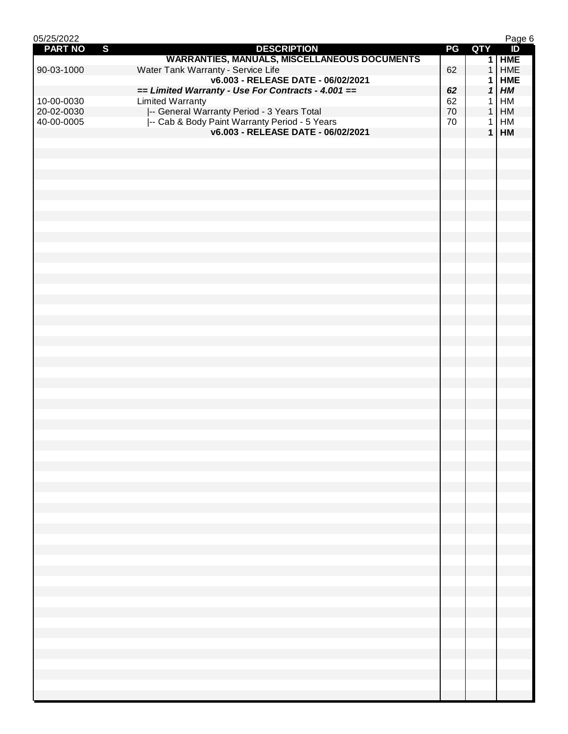| PART NO | S | DESCRIPTION | PG | QTY | ID |
|---|---|---|---|---|---|
| | | **WARRANTIES, MANUALS, MISCELLANEOUS DOCUMENTS** | | **1** | **HME** |
| 90-03-1000 | | Water Tank Warranty - Service Life | 62 | 1 | HME |
| | | **v6.003 - RELEASE DATE - 06/02/2021** | | **1** | **HME** |
| | | ***== Limited Warranty - Use For Contracts - 4.001 ==*** | ***62*** | ***1*** | ***HM*** |
| 10-00-0030 | | Limited Warranty | 62 | 1 | HM |
| 20-02-0030 | | \|-- General Warranty Period - 3 Years Total | 70 | 1 | HM |
| 40-00-0005 | | \|-- Cab & Body Paint Warranty Period - 5 Years | 70 | 1 | HM |
| | | **v6.003 - RELEASE DATE - 06/02/2021** | | **1** | **HM** |